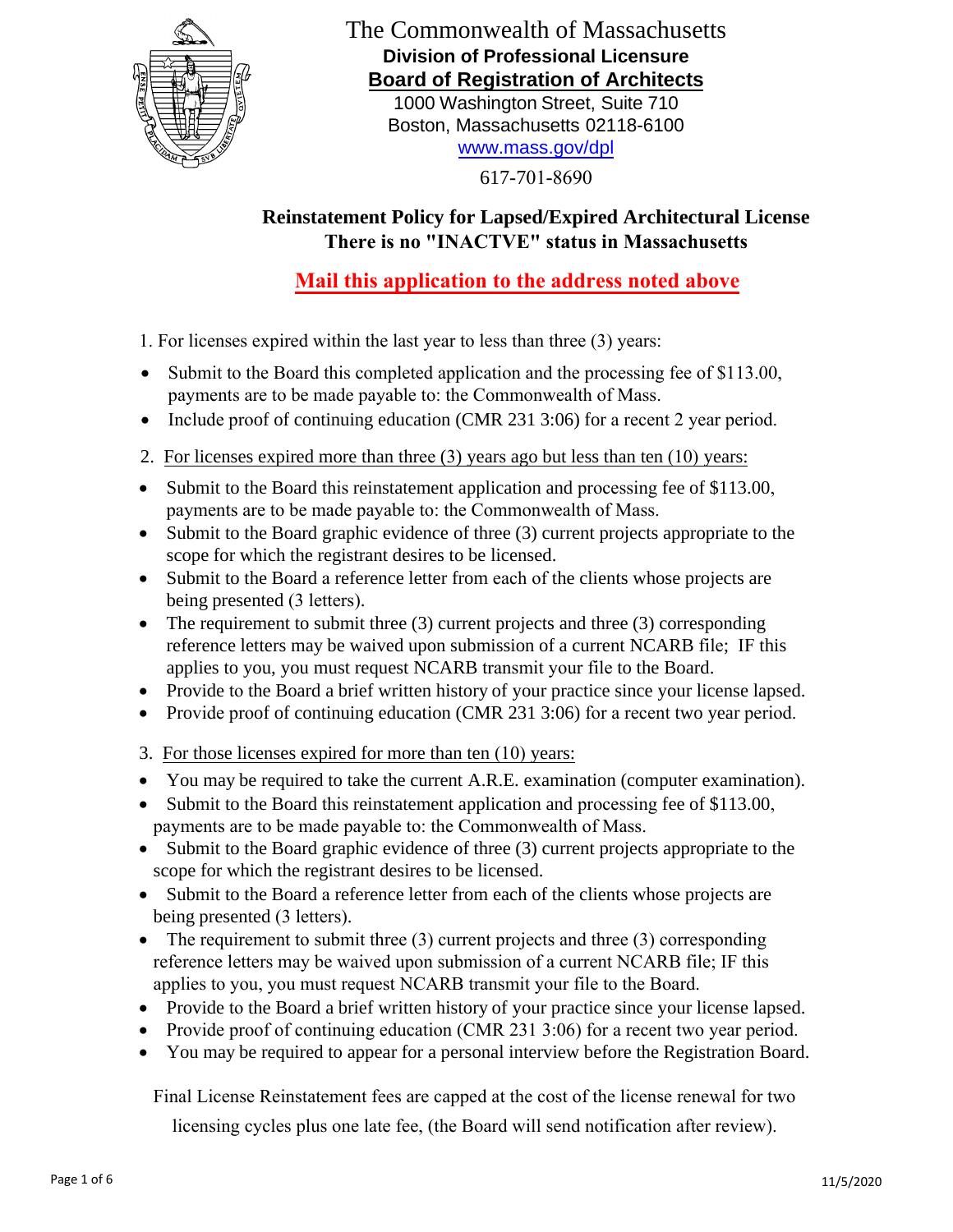The Commonwealth of Massachusetts

**Division of Professional Licensure**

**Board of Registration of Architects**

1000 Washington Street, Suite 710
Boston, Massachusetts 02118-6100
www.mass.gov/dpl

617-701-8690

## Reinstatement Policy for Lapsed/Expired Architectural License
## There is no "INACTVE" status in Massachusetts

**Mail this application to the address noted above**

1. For licenses expired within the last year to less than three (3) years:

- Submit to the Board this completed application and the processing fee of $113.00, payments are to be made payable to: the Commonwealth of Mass.
- Include proof of continuing education (CMR 231 3:06) for a recent 2 year period.

2. For licenses expired more than three (3) years ago but less than ten (10) years:

- Submit to the Board this reinstatement application and processing fee of $113.00, payments are to be made payable to: the Commonwealth of Mass.
- Submit to the Board graphic evidence of three (3) current projects appropriate to the scope for which the registrant desires to be licensed.
- Submit to the Board a reference letter from each of the clients whose projects are being presented (3 letters).
- The requirement to submit three (3) current projects and three (3) corresponding reference letters may be waived upon submission of a current NCARB file; IF this applies to you, you must request NCARB transmit your file to the Board.
- Provide to the Board a brief written history of your practice since your license lapsed.
- Provide proof of continuing education (CMR 231 3:06) for a recent two year period.

3. For those licenses expired for more than ten (10) years:

- You may be required to take the current A.R.E. examination (computer examination).
- Submit to the Board this reinstatement application and processing fee of $113.00, payments are to be made payable to: the Commonwealth of Mass.
- Submit to the Board graphic evidence of three (3) current projects appropriate to the scope for which the registrant desires to be licensed.
- Submit to the Board a reference letter from each of the clients whose projects are being presented (3 letters).
- The requirement to submit three (3) current projects and three (3) corresponding reference letters may be waived upon submission of a current NCARB file; IF this applies to you, you must request NCARB transmit your file to the Board.
- Provide to the Board a brief written history of your practice since your license lapsed.
- Provide proof of continuing education (CMR 231 3:06) for a recent two year period.
- You may be required to appear for a personal interview before the Registration Board.

Final License Reinstatement fees are capped at the cost of the license renewal for two licensing cycles plus one late fee, (the Board will send notification after review).

11/5/2020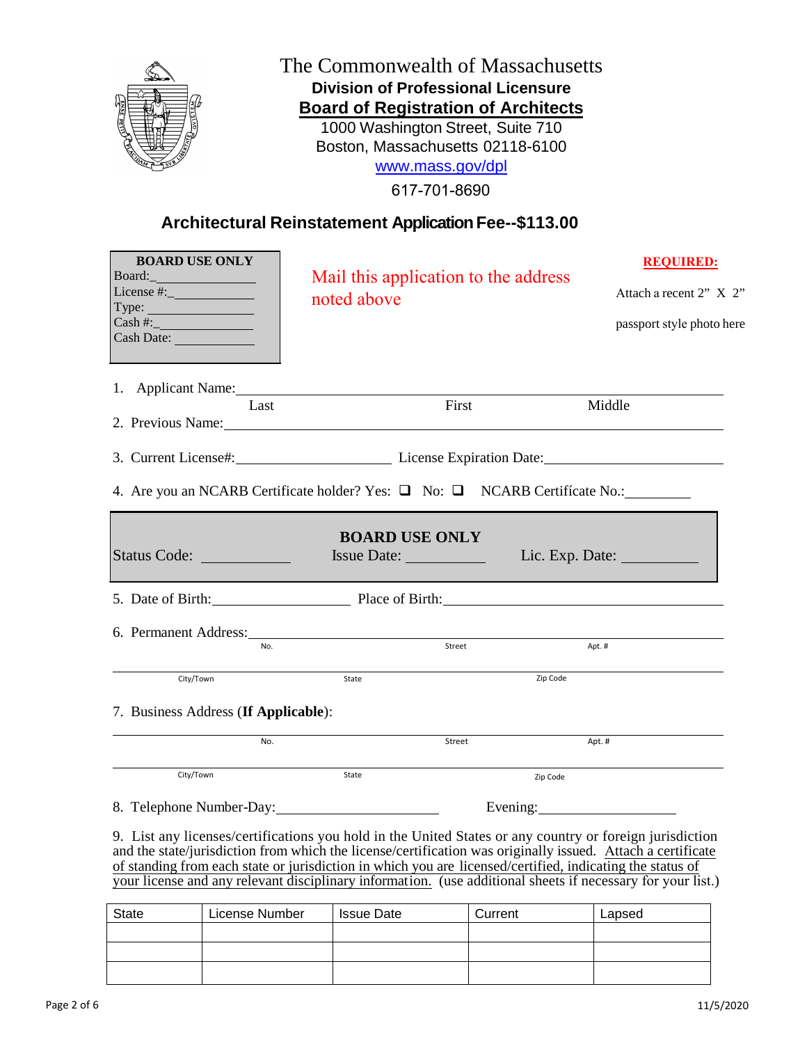# The Commonwealth of Massachusetts

**Division of Professional Licensure**

**Board of Registration of Architects**

1000 Washington Street, Suite 710
Boston, Massachusetts 02118-6100
www.mass.gov/dpl
617-701-8690

## Architectural Reinstatement Application Fee--$113.00

**BOARD USE ONLY**
Board:_______________
License #:_____________
Type: ________________
Cash #:_______________
Cash Date: ____________

Mail this application to the address noted above

**REQUIRED:**
Attach a recent 2" X 2" passport style photo here

1. Applicant Name:_____________________________________________
   Last First Middle
2. Previous Name:_____________________________________________
3. Current License#:____________________ License Expiration Date:____________________
4. Are you an NCARB Certificate holder? Yes: ❑ No: ❑ NCARB Certificate No.:_________

**BOARD USE ONLY**
Status Code: __________ Issue Date: __________ Lic. Exp. Date: __________

5. Date of Birth:__________________ Place of Birth:______________________________
6. Permanent Address:_____________________________________________
   No. Street Apt. #
   _____________________________________________
   City/Town State Zip Code
7. Business Address (**If Applicable**):
   _____________________________________________
   No. Street Apt. #
   _____________________________________________
   City/Town State Zip Code
8. Telephone Number-Day:____________________ Evening:____________________
9. List any licenses/certifications you hold in the United States or any country or foreign jurisdiction and the state/jurisdiction from which the license/certification was originally issued. Attach a certificate of standing from each state or jurisdiction in which you are licensed/certified, indicating the status of your license and any relevant disciplinary information. (use additional sheets if necessary for your list.)

| State | License Number | Issue Date | Current | Lapsed |
|---|---|---|---|---|
| | | | | |
| | | | | |
| | | | | |

11/5/2020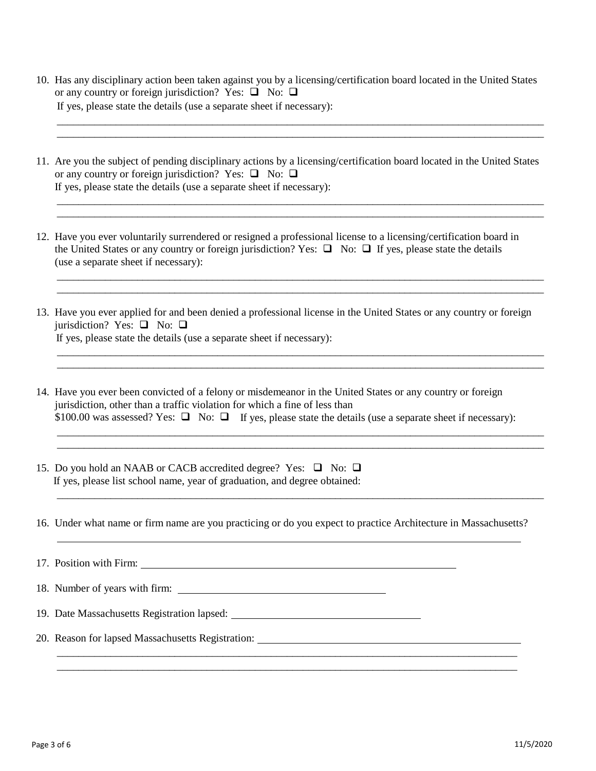10. Has any disciplinary action been taken against you by a licensing/certification board located in the United States or any country or foreign jurisdiction? Yes: ❑ No: ❑
    If yes, please state the details (use a separate sheet if necessary):

    ______________________________________________________________________________________________
    ______________________________________________________________________________________________

11. Are you the subject of pending disciplinary actions by a licensing/certification board located in the United States or any country or foreign jurisdiction? Yes: ❑ No: ❑
    If yes, please state the details (use a separate sheet if necessary):

    ______________________________________________________________________________________________
    ______________________________________________________________________________________________

12. Have you ever voluntarily surrendered or resigned a professional license to a licensing/certification board in the United States or any country or foreign jurisdiction? Yes: ❑ No: ❑ If yes, please state the details (use a separate sheet if necessary):

    ______________________________________________________________________________________________
    ______________________________________________________________________________________________

13. Have you ever applied for and been denied a professional license in the United States or any country or foreign jurisdiction? Yes: ❑ No: ❑
    If yes, please state the details (use a separate sheet if necessary):

    ______________________________________________________________________________________________
    ______________________________________________________________________________________________

14. Have you ever been convicted of a felony or misdemeanor in the United States or any country or foreign jurisdiction, other than a traffic violation for which a fine of less than $100.00 was assessed? Yes: ❑ No: ❑ If yes, please state the details (use a separate sheet if necessary):

    ______________________________________________________________________________________________
    ______________________________________________________________________________________________

15. Do you hold an NAAB or CACB accredited degree? Yes: ❑ No: ❑
    If yes, please list school name, year of graduation, and degree obtained:

    ______________________________________________________________________________________________

16. Under what name or firm name are you practicing or do you expect to practice Architecture in Massachusetts?

    ______________________________________________________________________________________________

17. Position with Firm: ______________________________________________

18. Number of years with firm: ______________________________

19. Date Massachusetts Registration lapsed: ____________________________

20. Reason for lapsed Massachusetts Registration: ________________________________________

    ______________________________________________________________________________________________
    ______________________________________________________________________________________________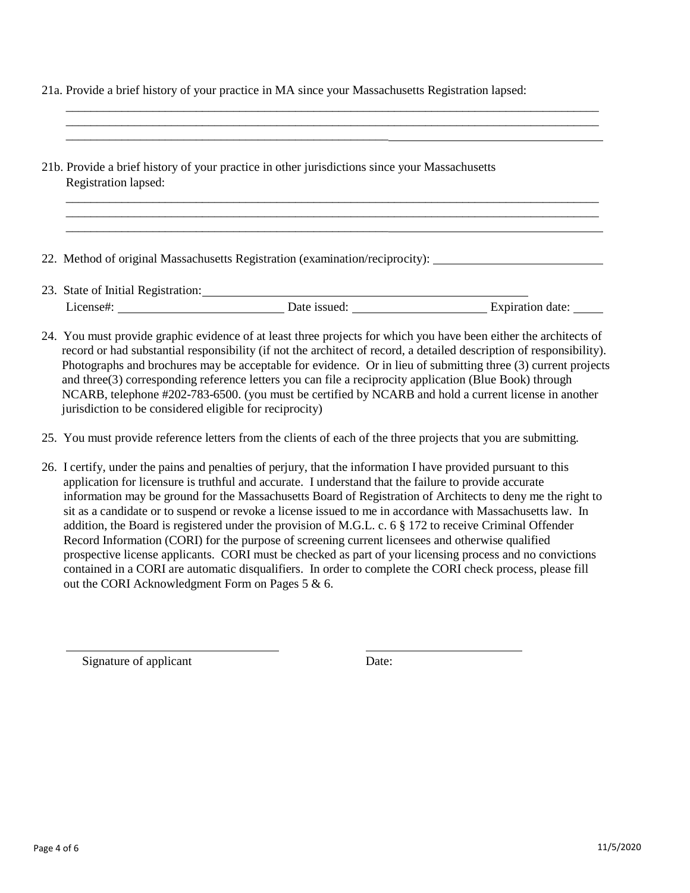21a. Provide a brief history of your practice in MA since your Massachusetts Registration lapsed:

_______________________________________________________________________________________

_______________________________________________________________________________________

_______________________________________________________________________________________

21b. Provide a brief history of your practice in other jurisdictions since your Massachusetts Registration lapsed:

_______________________________________________________________________________________

_______________________________________________________________________________________

_______________________________________________________________________________________

22. Method of original Massachusetts Registration (examination/reciprocity): ____________________________

23. State of Initial Registration: ____________________________________________________

License#: ____________________________ Date issued: ______________________ Expiration date: _____

24. You must provide graphic evidence of at least three projects for which you have been either the architects of record or had substantial responsibility (if not the architect of record, a detailed description of responsibility). Photographs and brochures may be acceptable for evidence. Or in lieu of submitting three (3) current projects and three(3) corresponding reference letters you can file a reciprocity application (Blue Book) through NCARB, telephone #202-783-6500. (you must be certified by NCARB and hold a current license in another jurisdiction to be considered eligible for reciprocity)

25. You must provide reference letters from the clients of each of the three projects that you are submitting.

26. I certify, under the pains and penalties of perjury, that the information I have provided pursuant to this application for licensure is truthful and accurate. I understand that the failure to provide accurate information may be ground for the Massachusetts Board of Registration of Architects to deny me the right to sit as a candidate or to suspend or revoke a license issued to me in accordance with Massachusetts law. In addition, the Board is registered under the provision of M.G.L. c. 6 § 172 to receive Criminal Offender Record Information (CORI) for the purpose of screening current licensees and otherwise qualified prospective license applicants. CORI must be checked as part of your licensing process and no convictions contained in a CORI are automatic disqualifiers. In order to complete the CORI check process, please fill out the CORI Acknowledgment Form on Pages 5 & 6.

_________________________________ _________________________

Signature of applicant Date: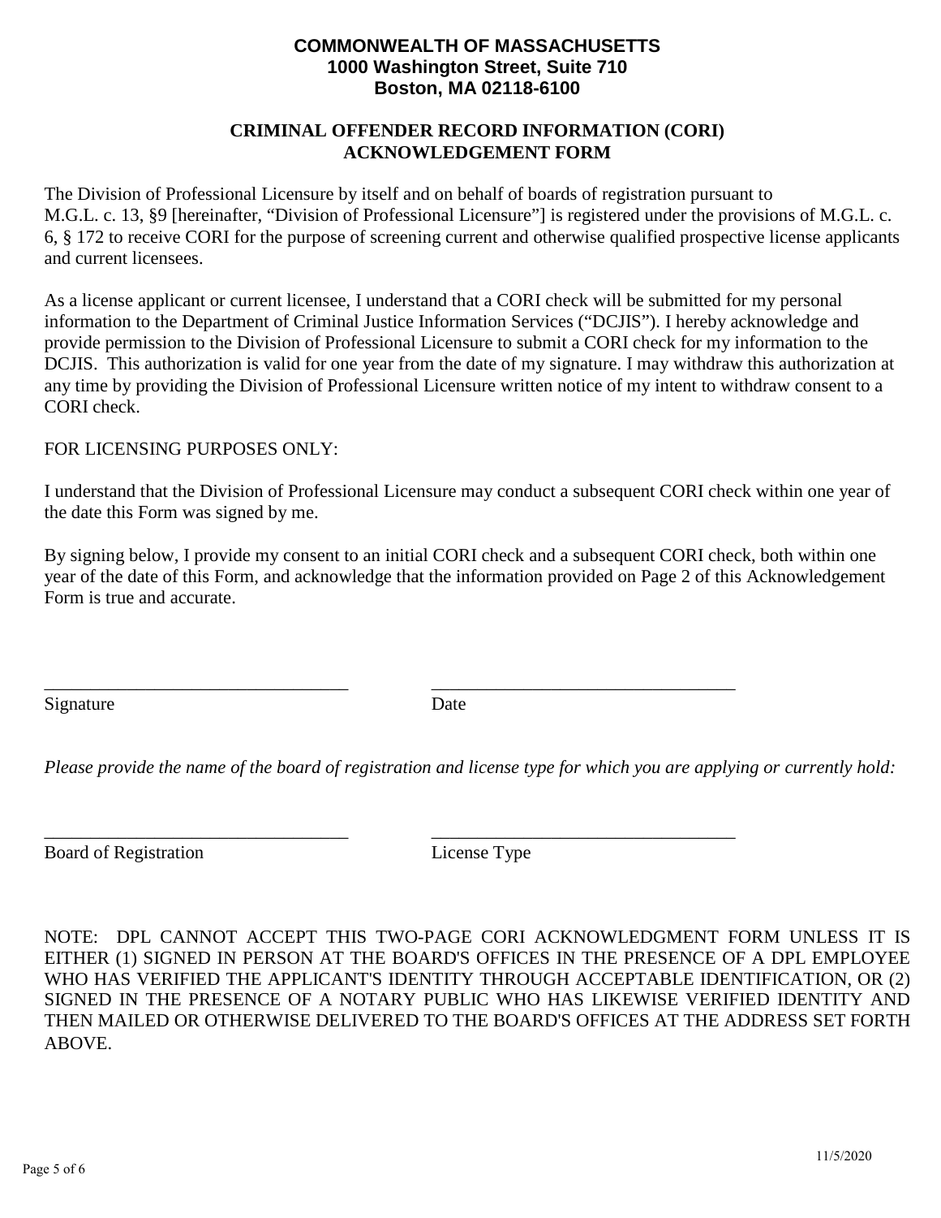**COMMONWEALTH OF MASSACHUSETTS**
**1000 Washington Street, Suite 710**
**Boston, MA 02118-6100**

## CRIMINAL OFFENDER RECORD INFORMATION (CORI) ACKNOWLEDGEMENT FORM

The Division of Professional Licensure by itself and on behalf of boards of registration pursuant to M.G.L. c. 13, §9 [hereinafter, "Division of Professional Licensure"] is registered under the provisions of M.G.L. c. 6, § 172 to receive CORI for the purpose of screening current and otherwise qualified prospective license applicants and current licensees.

As a license applicant or current licensee, I understand that a CORI check will be submitted for my personal information to the Department of Criminal Justice Information Services ("DCJIS"). I hereby acknowledge and provide permission to the Division of Professional Licensure to submit a CORI check for my information to the DCJIS. This authorization is valid for one year from the date of my signature. I may withdraw this authorization at any time by providing the Division of Professional Licensure written notice of my intent to withdraw consent to a CORI check.

FOR LICENSING PURPOSES ONLY:

I understand that the Division of Professional Licensure may conduct a subsequent CORI check within one year of the date this Form was signed by me.

By signing below, I provide my consent to an initial CORI check and a subsequent CORI check, both within one year of the date of this Form, and acknowledge that the information provided on Page 2 of this Acknowledgement Form is true and accurate.

_________________________________ _________________________________
Signature Date

*Please provide the name of the board of registration and license type for which you are applying or currently hold:*

_________________________________ _________________________________
Board of Registration License Type

NOTE: DPL CANNOT ACCEPT THIS TWO-PAGE CORI ACKNOWLEDGMENT FORM UNLESS IT IS EITHER (1) SIGNED IN PERSON AT THE BOARD'S OFFICES IN THE PRESENCE OF A DPL EMPLOYEE WHO HAS VERIFIED THE APPLICANT'S IDENTITY THROUGH ACCEPTABLE IDENTIFICATION, OR (2) SIGNED IN THE PRESENCE OF A NOTARY PUBLIC WHO HAS LIKEWISE VERIFIED IDENTITY AND THEN MAILED OR OTHERWISE DELIVERED TO THE BOARD'S OFFICES AT THE ADDRESS SET FORTH ABOVE.

11/5/2020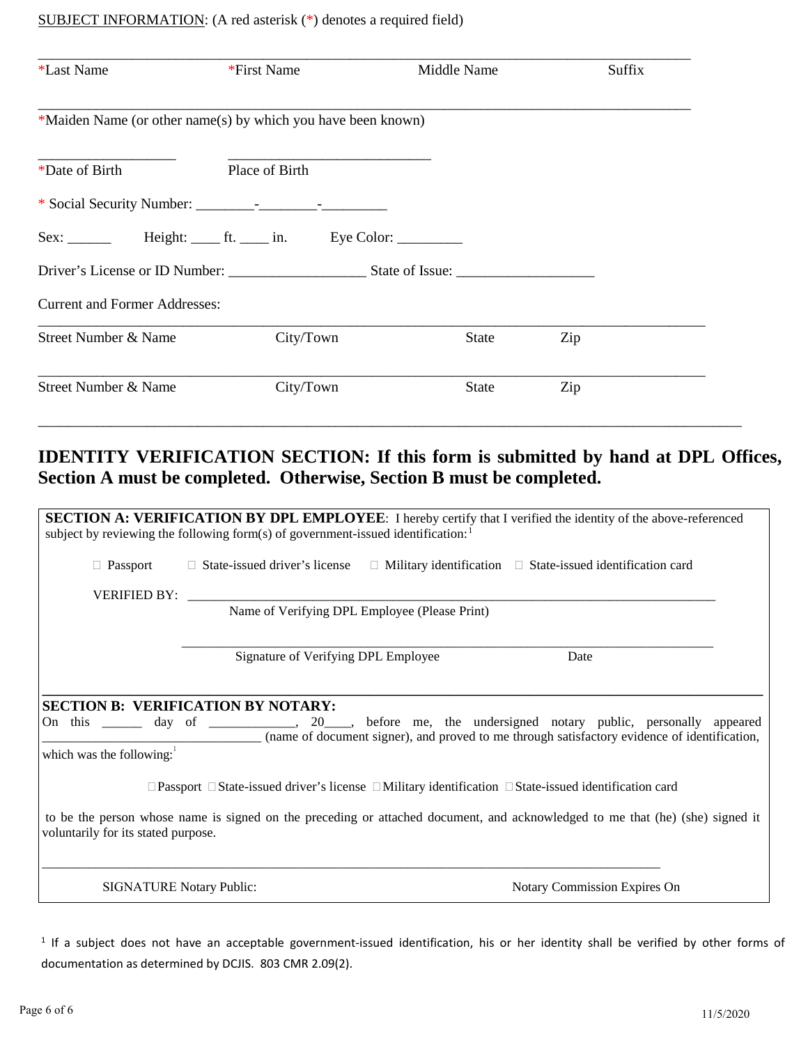SUBJECT INFORMATION: (A red asterisk (*) denotes a required field)

_______________________________________________________________________________

*Last Name | *First Name | Middle Name | Suffix

_______________________________________________________________________________

*Maiden Name (or other name(s) by which you have been known)

__________________ ___________________________

*Date of Birth | Place of Birth

* Social Security Number: ________-________-_________

Sex: ______ Height: ____ ft. ____ in. Eye Color: _________

Driver's License or ID Number: __________________ State of Issue: __________________

Current and Former Addresses:

_______________________________________________________________________________

Street Number & Name | City/Town | State | Zip

_______________________________________________________________________________

Street Number & Name | City/Town | State | Zip

_______________________________________________________________________________

## IDENTITY VERIFICATION SECTION: If this form is submitted by hand at DPL Offices, Section A must be completed. Otherwise, Section B must be completed.

**SECTION A: VERIFICATION BY DPL EMPLOYEE**: I hereby certify that I verified the identity of the above-referenced subject by reviewing the following form(s) of government-issued identification:[1]

☐ Passport ☐ State-issued driver's license ☐ Military identification ☐ State-issued identification card

VERIFIED BY: ______________________________________________________________

Name of Verifying DPL Employee (Please Print)

______________________________________________________________

Signature of Verifying DPL Employee | Date

**SECTION B: VERIFICATION BY NOTARY:**

On this ______ day of ____________, 20____, before me, the undersigned notary public, personally appeared ______________________________ (name of document signer), and proved to me through satisfactory evidence of identification, which was the following:[1]

☐ Passport ☐ State-issued driver's license ☐ Military identification ☐ State-issued identification card

to be the person whose name is signed on the preceding or attached document, and acknowledged to me that (he) (she) signed it voluntarily for its stated purpose.

_______________________________________________________________________________

SIGNATURE Notary Public: | Notary Commission Expires On

[1] If a subject does not have an acceptable government-issued identification, his or her identity shall be verified by other forms of documentation as determined by DCJIS. 803 CMR 2.09(2).

11/5/2020